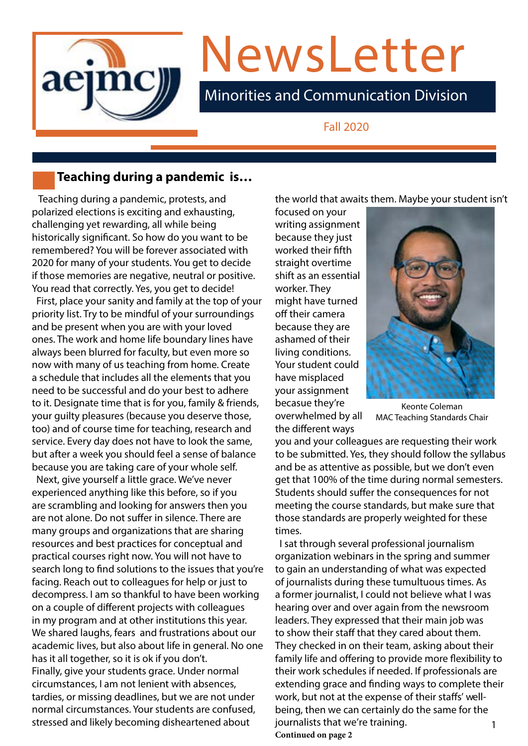# NewsLetter

## Minorities and Communication Division

Fall 2020

### Teaching during a pandemic is…

Teaching during a pandemic, protests, and polarized elections is exciting and exhausting, challenging yet rewarding, all while being historically significant. So how do you want to be remembered? You will be forever associated with 2020 for many of your students. You get to decide if those memories are negative, neutral or positive. You read that correctly. Yes, you get to decide!

First, place your sanity and family at the top of your priority list. Try to be mindful of your surroundings and be present when you are with your loved ones. The work and home life boundary lines have always been blurred for faculty, but even more so now with many of us teaching from home. Create a schedule that includes all the elements that you need to be successful and do your best to adhere to it. Designate time that is for you, family & friends, your guilty pleasures (because you deserve those, too) and of course time for teaching, research and service. Every day does not have to look the same, but after a week you should feel a sense of balance because you are taking care of your whole self.

Next, give yourself a little grace. We've never experienced anything like this before, so if you are scrambling and looking for answers then you are not alone. Do not suffer in silence. There are many groups and organizations that are sharing resources and best practices for conceptual and practical courses right now. You will not have to search long to find solutions to the issues that you're facing. Reach out to colleagues for help or just to decompress. I am so thankful to have been working on a couple of different projects with colleagues in my program and at other institutions this year. We shared laughs, fears and frustrations about our academic lives, but also about life in general. No one has it all together, so it is ok if you don't.

Finally, give your students grace. Under normal circumstances, I am not lenient with absences, tardies, or missing deadlines, but we are not under normal circumstances. Your students are confused, stressed and likely becoming disheartened about the world that awaits them. Maybe your student isn't focused on your writing assignment because they just worked their fifth straight overtime shift as an essential worker. They might have turned off their camera because they are ashamed of their living conditions. Your student could have misplaced your assignment because they're overwhelmed by all the different ways you and your colleagues are requesting their work to be submitted. Yes, they should follow the syllabus and be as attentive as possible, but we don't even get that 100% of the time during normal semesters. Students should suffer the consequences for not meeting the course standards, but make sure that those standards are properly weighted for these times.

Keonte Coleman
MAC Teaching Standards Chair

I sat through several professional journalism organization webinars in the spring and summer to gain an understanding of what was expected of journalists during these tumultuous times. As a former journalist, I could not believe what I was hearing over and over again from the newsroom leaders. They expressed that their main job was to show their staff that they cared about them. They checked in on their team, asking about their family life and offering to provide more flexibility to their work schedules if needed. If professionals are extending grace and finding ways to complete their work, but not at the expense of their staffs' well-being, then we can certainly do the same for the journalists that we're training.

**Continued on page 2**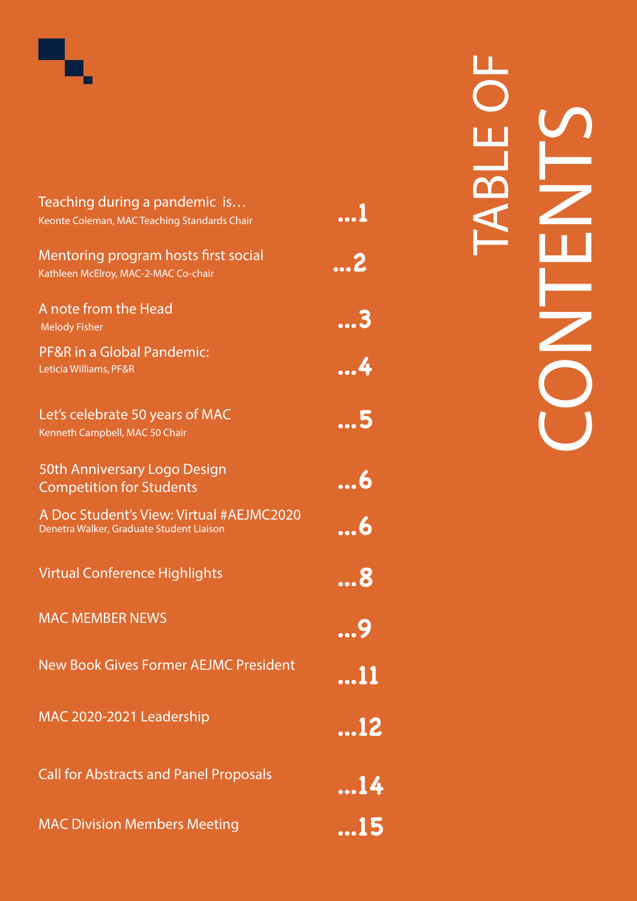# TABLE OF CONTENTS

Teaching during a pandemic is…
Keonte Coleman, MAC Teaching Standards Chair ...1

Mentoring program hosts first social
Kathleen McElroy, MAC-2-MAC Co-chair ...2

A note from the Head
Melody Fisher ...3

PF&R in a Global Pandemic:
Leticia Williams, PF&R ...4

Let's celebrate 50 years of MAC
Kenneth Campbell, MAC 50 Chair ...5

50th Anniversary Logo Design Competition for Students ...6

A Doc Student's View: Virtual #AEJMC2020
Denetra Walker, Graduate Student Liaison ...6

Virtual Conference Highlights ...8

MAC MEMBER NEWS ...9

New Book Gives Former AEJMC President ...11

MAC 2020-2021 Leadership ...12

Call for Abstracts and Panel Proposals ...14

MAC Division Members Meeting ...15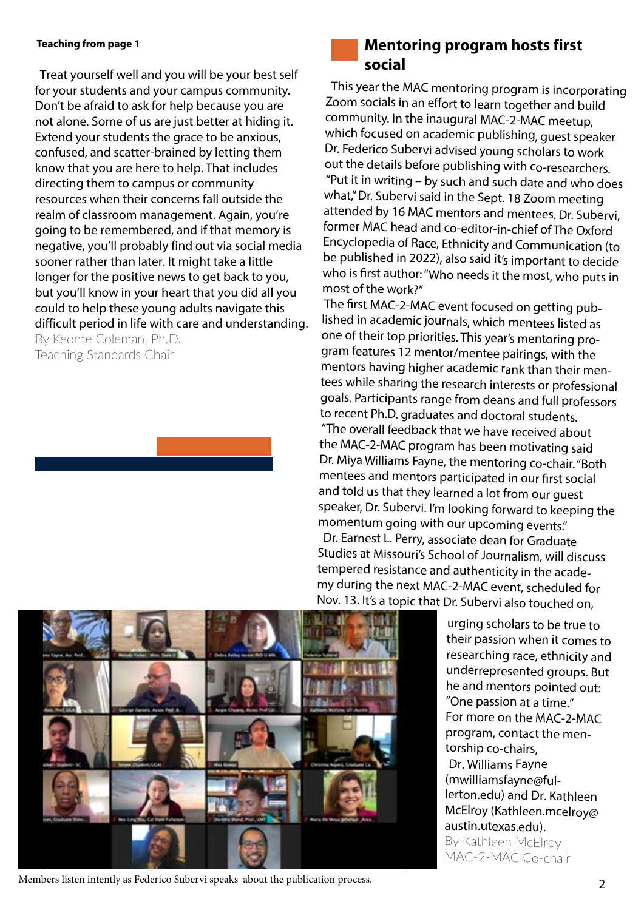**Teaching from page 1**

Treat yourself well and you will be your best self for your students and your campus community. Don't be afraid to ask for help because you are not alone. Some of us are just better at hiding it. Extend your students the grace to be anxious, confused, and scatter-brained by letting them know that you are here to help. That includes directing them to campus or community resources when their concerns fall outside the realm of classroom management. Again, you're going to be remembered, and if that memory is negative, you'll probably find out via social media sooner rather than later. It might take a little longer for the positive news to get back to you, but you'll know in your heart that you did all you could to help these young adults navigate this difficult period in life with care and understanding.

By Keonte Coleman, Ph.D.
Teaching Standards Chair

## Mentoring program hosts first social

This year the MAC mentoring program is incorporating Zoom socials in an effort to learn together and build community. In the inaugural MAC-2-MAC meetup, which focused on academic publishing, guest speaker Dr. Federico Subervi advised young scholars to work out the details before publishing with co-researchers. "Put it in writing – by such and such date and who does what," Dr. Subervi said in the Sept. 18 Zoom meeting attended by 16 MAC mentors and mentees. Dr. Subervi, former MAC head and co-editor-in-chief of The Oxford Encyclopedia of Race, Ethnicity and Communication (to be published in 2022), also said it's important to decide who is first author: "Who needs it the most, who puts in most of the work?"

The first MAC-2-MAC event focused on getting published in academic journals, which mentees listed as one of their top priorities. This year's mentoring program features 12 mentor/mentee pairings, with the mentors having higher academic rank than their mentees while sharing the research interests or professional goals. Participants range from deans and full professors to recent Ph.D. graduates and doctoral students.

"The overall feedback that we have received about the MAC-2-MAC program has been motivating said Dr. Miya Williams Fayne, the mentoring co-chair. "Both mentees and mentors participated in our first social and told us that they learned a lot from our guest speaker, Dr. Subervi. I'm looking forward to keeping the momentum going with our upcoming events."

Dr. Earnest L. Perry, associate dean for Graduate Studies at Missouri's School of Journalism, will discuss tempered resistance and authenticity in the academy during the next MAC-2-MAC event, scheduled for Nov. 13. It's a topic that Dr. Subervi also touched on, urging scholars to be true to their passion when it comes to researching race, ethnicity and underrepresented groups. But he and mentors pointed out: "One passion at a time."

For more on the MAC-2-MAC program, contact the mentorship co-chairs, Dr. Williams Fayne (mwilliamsfayne@fullerton.edu) and Dr. Kathleen McElroy (Kathleen.mcelroy@austin.utexas.edu).

By Kathleen McElroy
MAC-2-MAC Co-chair

Members listen intently as Federico Subervi speaks about the publication process.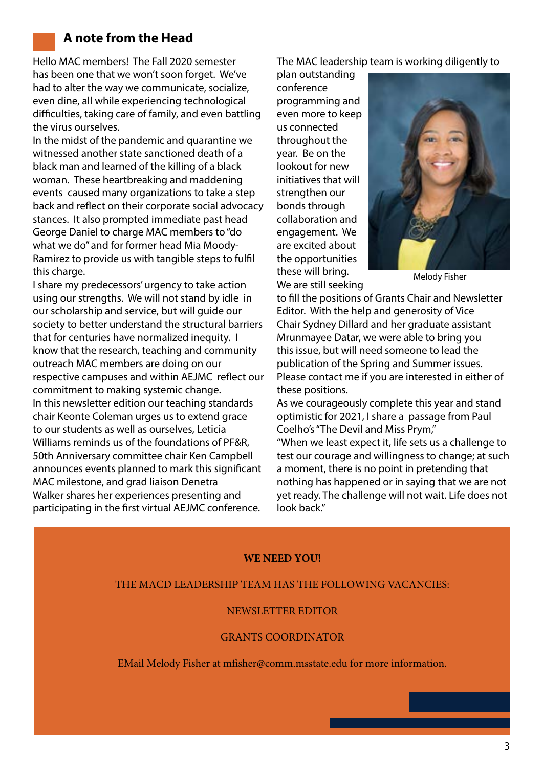## A note from the Head

Hello MAC members! The Fall 2020 semester has been one that we won't soon forget. We've had to alter the way we communicate, socialize, even dine, all while experiencing technological difficulties, taking care of family, and even battling the virus ourselves.

In the midst of the pandemic and quarantine we witnessed another state sanctioned death of a black man and learned of the killing of a black woman. These heartbreaking and maddening events caused many organizations to take a step back and reflect on their corporate social advocacy stances. It also prompted immediate past head George Daniel to charge MAC members to "do what we do" and for former head Mia Moody-Ramirez to provide us with tangible steps to fulfil this charge.

I share my predecessors' urgency to take action using our strengths. We will not stand by idle in our scholarship and service, but will guide our society to better understand the structural barriers that for centuries have normalized inequity. I know that the research, teaching and community outreach MAC members are doing on our respective campuses and within AEJMC reflect our commitment to making systemic change.

In this newsletter edition our teaching standards chair Keonte Coleman urges us to extend grace to our students as well as ourselves, Leticia Williams reminds us of the foundations of PF&R, 50th Anniversary committee chair Ken Campbell announces events planned to mark this significant MAC milestone, and grad liaison Denetra Walker shares her experiences presenting and participating in the first virtual AEJMC conference.

The MAC leadership team is working diligently to plan outstanding conference programming and even more to keep us connected throughout the year. Be on the lookout for new initiatives that will strengthen our bonds through collaboration and engagement. We are excited about the opportunities these will bring.

Melody Fisher

We are still seeking to fill the positions of Grants Chair and Newsletter Editor. With the help and generosity of Vice Chair Sydney Dillard and her graduate assistant Mrunmayee Datar, we were able to bring you this issue, but will need someone to lead the publication of the Spring and Summer issues. Please contact me if you are interested in either of these positions.

As we courageously complete this year and stand optimistic for 2021, I share a passage from Paul Coelho's "The Devil and Miss Prym,"

"When we least expect it, life sets us a challenge to test our courage and willingness to change; at such a moment, there is no point in pretending that nothing has happened or in saying that we are not yet ready. The challenge will not wait. Life does not look back."

**WE NEED YOU!**

THE MACD LEADERSHIP TEAM HAS THE FOLLOWING VACANCIES:

NEWSLETTER EDITOR

GRANTS COORDINATOR

EMail Melody Fisher at mfisher@comm.msstate.edu for more information.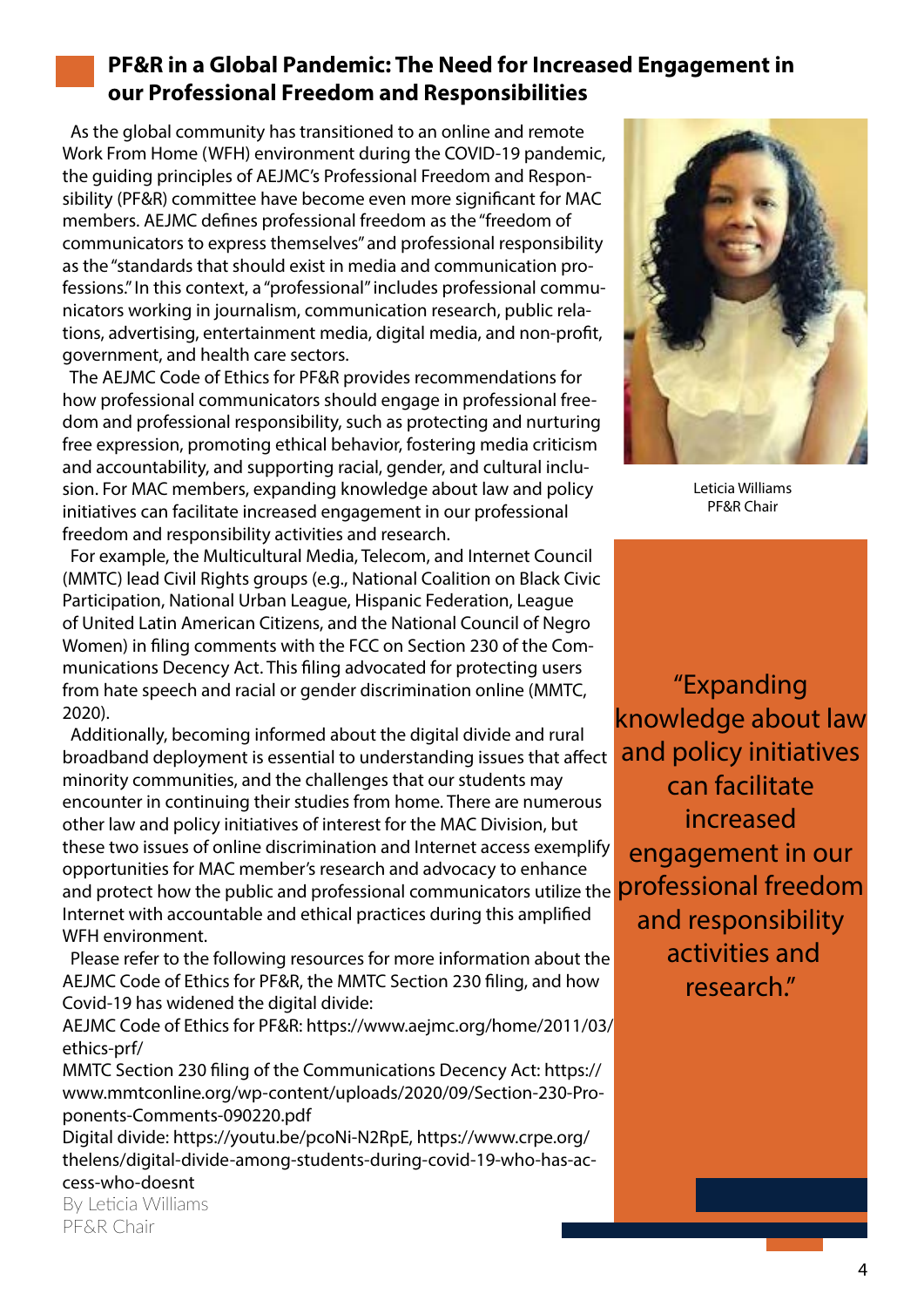## PF&R in a Global Pandemic: The Need for Increased Engagement in our Professional Freedom and Responsibilities

As the global community has transitioned to an online and remote Work From Home (WFH) environment during the COVID-19 pandemic, the guiding principles of AEJMC's Professional Freedom and Responsibility (PF&R) committee have become even more significant for MAC members. AEJMC defines professional freedom as the "freedom of communicators to express themselves" and professional responsibility as the "standards that should exist in media and communication professions." In this context, a "professional" includes professional communicators working in journalism, communication research, public relations, advertising, entertainment media, digital media, and non-profit, government, and health care sectors.

The AEJMC Code of Ethics for PF&R provides recommendations for how professional communicators should engage in professional freedom and professional responsibility, such as protecting and nurturing free expression, promoting ethical behavior, fostering media criticism and accountability, and supporting racial, gender, and cultural inclusion. For MAC members, expanding knowledge about law and policy initiatives can facilitate increased engagement in our professional freedom and responsibility activities and research.

For example, the Multicultural Media, Telecom, and Internet Council (MMTC) lead Civil Rights groups (e.g., National Coalition on Black Civic Participation, National Urban League, Hispanic Federation, League of United Latin American Citizens, and the National Council of Negro Women) in filing comments with the FCC on Section 230 of the Communications Decency Act. This filing advocated for protecting users from hate speech and racial or gender discrimination online (MMTC, 2020).

Additionally, becoming informed about the digital divide and rural broadband deployment is essential to understanding issues that affect minority communities, and the challenges that our students may encounter in continuing their studies from home. There are numerous other law and policy initiatives of interest for the MAC Division, but these two issues of online discrimination and Internet access exemplify opportunities for MAC member's research and advocacy to enhance and protect how the public and professional communicators utilize the Internet with accountable and ethical practices during this amplified WFH environment.

Please refer to the following resources for more information about the AEJMC Code of Ethics for PF&R, the MMTC Section 230 filing, and how Covid-19 has widened the digital divide:

AEJMC Code of Ethics for PF&R: https://www.aejmc.org/home/2011/03/ethics-prf/

MMTC Section 230 filing of the Communications Decency Act: https://www.mmtconline.org/wp-content/uploads/2020/09/Section-230-Proponents-Comments-090220.pdf

Digital divide: https://youtu.be/pcoNi-N2RpE, https://www.crpe.org/thelens/digital-divide-among-students-during-covid-19-who-has-access-who-doesnt

By Leticia Williams
PF&R Chair

Leticia Williams
PF&R Chair

"Expanding knowledge about law and policy initiatives can facilitate increased engagement in our professional freedom and responsibility activities and research."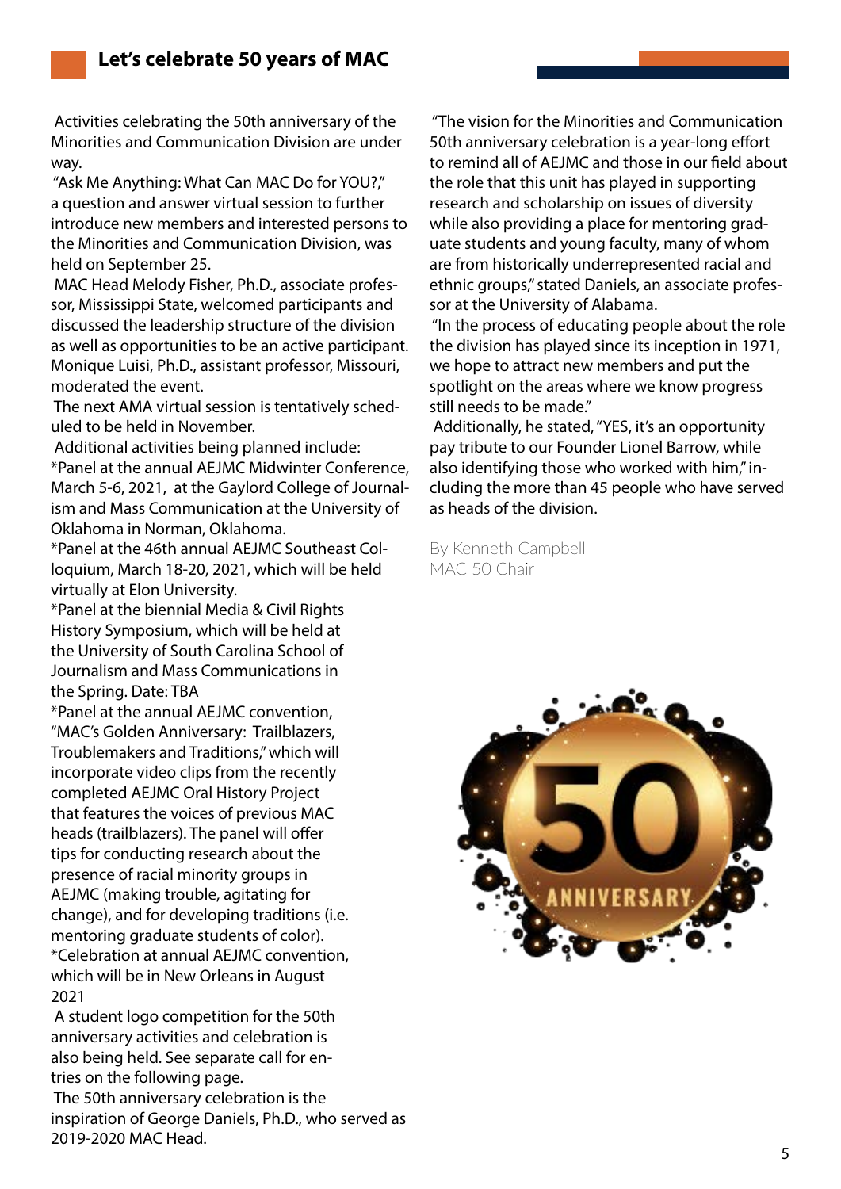## Let's celebrate 50 years of MAC

Activities celebrating the 50th anniversary of the Minorities and Communication Division are under way.

"Ask Me Anything: What Can MAC Do for YOU?," a question and answer virtual session to further introduce new members and interested persons to the Minorities and Communication Division, was held on September 25.

MAC Head Melody Fisher, Ph.D., associate professor, Mississippi State, welcomed participants and discussed the leadership structure of the division as well as opportunities to be an active participant. Monique Luisi, Ph.D., assistant professor, Missouri, moderated the event.

The next AMA virtual session is tentatively scheduled to be held in November.

Additional activities being planned include:

*Panel at the annual AEJMC Midwinter Conference, March 5-6, 2021, at the Gaylord College of Journalism and Mass Communication at the University of Oklahoma in Norman, Oklahoma.

*Panel at the 46th annual AEJMC Southeast Colloquium, March 18-20, 2021, which will be held virtually at Elon University.

*Panel at the biennial Media & Civil Rights History Symposium, which will be held at the University of South Carolina School of Journalism and Mass Communications in the Spring. Date: TBA

*Panel at the annual AEJMC convention, "MAC's Golden Anniversary: Trailblazers, Troublemakers and Traditions," which will incorporate video clips from the recently completed AEJMC Oral History Project that features the voices of previous MAC heads (trailblazers). The panel will offer tips for conducting research about the presence of racial minority groups in AEJMC (making trouble, agitating for change), and for developing traditions (i.e. mentoring graduate students of color).

*Celebration at annual AEJMC convention, which will be in New Orleans in August 2021

A student logo competition for the 50th anniversary activities and celebration is also being held. See separate call for entries on the following page.

The 50th anniversary celebration is the inspiration of George Daniels, Ph.D., who served as 2019-2020 MAC Head.

"The vision for the Minorities and Communication 50th anniversary celebration is a year-long effort to remind all of AEJMC and those in our field about the role that this unit has played in supporting research and scholarship on issues of diversity while also providing a place for mentoring graduate students and young faculty, many of whom are from historically underrepresented racial and ethnic groups," stated Daniels, an associate professor at the University of Alabama.

"In the process of educating people about the role the division has played since its inception in 1971, we hope to attract new members and put the spotlight on the areas where we know progress still needs to be made."

Additionally, he stated, "YES, it's an opportunity pay tribute to our Founder Lionel Barrow, while also identifying those who worked with him," including the more than 45 people who have served as heads of the division.

By Kenneth Campbell
MAC 50 Chair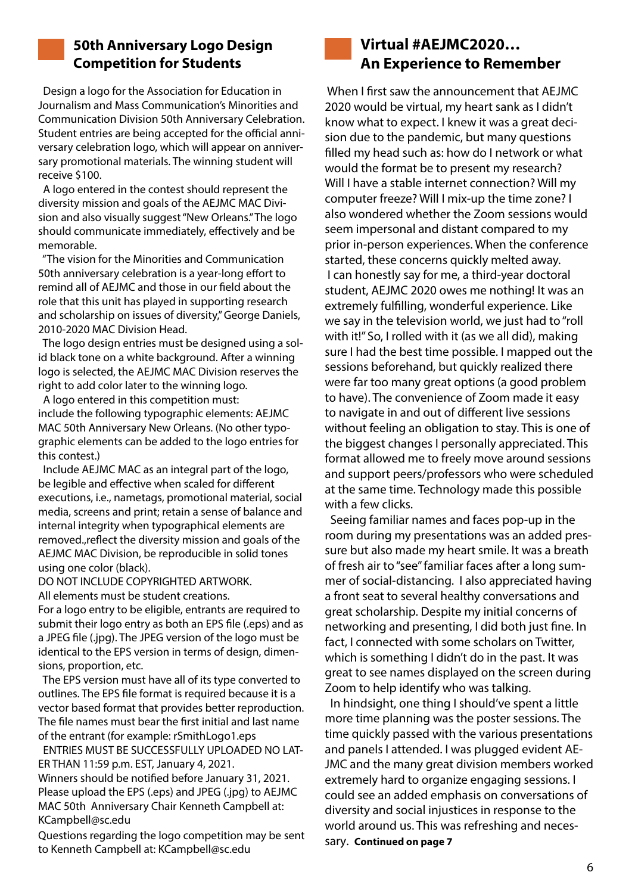## 50th Anniversary Logo Design Competition for Students

Design a logo for the Association for Education in Journalism and Mass Communication's Minorities and Communication Division 50th Anniversary Celebration. Student entries are being accepted for the official anniversary celebration logo, which will appear on anniversary promotional materials. The winning student will receive $100.

A logo entered in the contest should represent the diversity mission and goals of the AEJMC MAC Division and also visually suggest "New Orleans." The logo should communicate immediately, effectively and be memorable.

"The vision for the Minorities and Communication 50th anniversary celebration is a year-long effort to remind all of AEJMC and those in our field about the role that this unit has played in supporting research and scholarship on issues of diversity," George Daniels, 2010-2020 MAC Division Head.

The logo design entries must be designed using a solid black tone on a white background. After a winning logo is selected, the AEJMC MAC Division reserves the right to add color later to the winning logo.

A logo entered in this competition must:
include the following typographic elements: AEJMC MAC 50th Anniversary New Orleans. (No other typographic elements can be added to the logo entries for this contest.)

Include AEJMC MAC as an integral part of the logo, be legible and effective when scaled for different executions, i.e., nametags, promotional material, social media, screens and print; retain a sense of balance and internal integrity when typographical elements are removed.,reflect the diversity mission and goals of the AEJMC MAC Division, be reproducible in solid tones using one color (black).

DO NOT INCLUDE COPYRIGHTED ARTWORK.

All elements must be student creations.

For a logo entry to be eligible, entrants are required to submit their logo entry as both an EPS file (.eps) and as a JPEG file (.jpg). The JPEG version of the logo must be identical to the EPS version in terms of design, dimensions, proportion, etc.

The EPS version must have all of its type converted to outlines. The EPS file format is required because it is a vector based format that provides better reproduction. The file names must bear the first initial and last name of the entrant (for example: rSmithLogo1.eps

ENTRIES MUST BE SUCCESSFULLY UPLOADED NO LATER THAN 11:59 p.m. EST, January 4, 2021.

Winners should be notified before January 31, 2021. Please upload the EPS (.eps) and JPEG (.jpg) to AEJMC MAC 50th Anniversary Chair Kenneth Campbell at: KCampbell@sc.edu

Questions regarding the logo competition may be sent to Kenneth Campbell at: KCampbell@sc.edu

## Virtual #AEJMC2020… An Experience to Remember

When I first saw the announcement that AEJMC 2020 would be virtual, my heart sank as I didn't know what to expect. I knew it was a great decision due to the pandemic, but many questions filled my head such as: how do I network or what would the format be to present my research? Will I have a stable internet connection? Will my computer freeze? Will I mix-up the time zone? I also wondered whether the Zoom sessions would seem impersonal and distant compared to my prior in-person experiences. When the conference started, these concerns quickly melted away.

I can honestly say for me, a third-year doctoral student, AEJMC 2020 owes me nothing! It was an extremely fulfilling, wonderful experience. Like we say in the television world, we just had to "roll with it!" So, I rolled with it (as we all did), making sure I had the best time possible. I mapped out the sessions beforehand, but quickly realized there were far too many great options (a good problem to have). The convenience of Zoom made it easy to navigate in and out of different live sessions without feeling an obligation to stay. This is one of the biggest changes I personally appreciated. This format allowed me to freely move around sessions and support peers/professors who were scheduled at the same time. Technology made this possible with a few clicks.

Seeing familiar names and faces pop-up in the room during my presentations was an added pressure but also made my heart smile. It was a breath of fresh air to "see" familiar faces after a long summer of social-distancing. I also appreciated having a front seat to several healthy conversations and great scholarship. Despite my initial concerns of networking and presenting, I did both just fine. In fact, I connected with some scholars on Twitter, which is something I didn't do in the past. It was great to see names displayed on the screen during Zoom to help identify who was talking.

In hindsight, one thing I should've spent a little more time planning was the poster sessions. The time quickly passed with the various presentations and panels I attended. I was plugged evident AEJMC and the many great division members worked extremely hard to organize engaging sessions. I could see an added emphasis on conversations of diversity and social injustices in response to the world around us. This was refreshing and necessary. **Continued on page 7**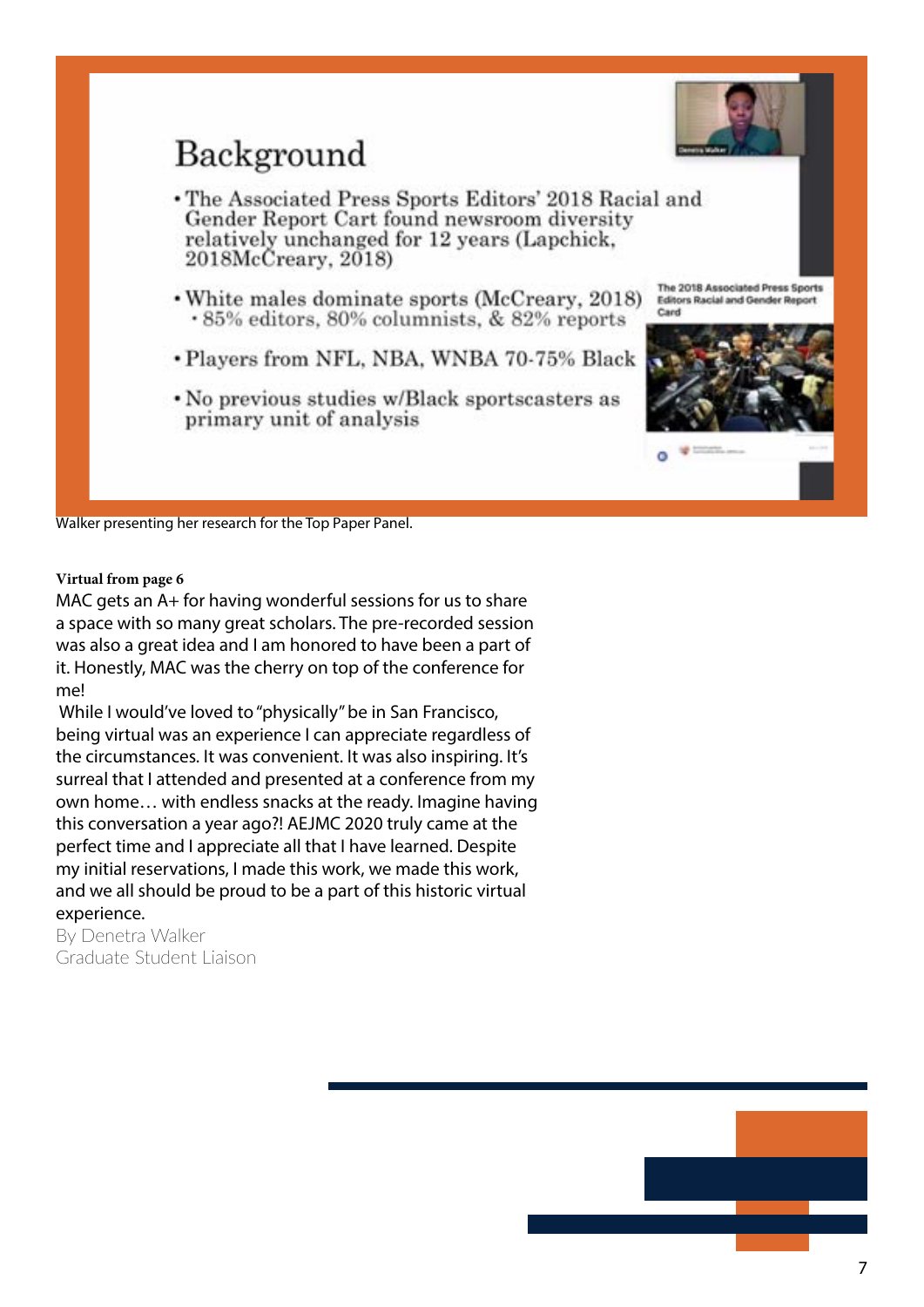Walker presenting her research for the Top Paper Panel.

**Virtual from page 6**

MAC gets an A+ for having wonderful sessions for us to share a space with so many great scholars. The pre-recorded session was also a great idea and I am honored to have been a part of it. Honestly, MAC was the cherry on top of the conference for me!

While I would've loved to "physically" be in San Francisco, being virtual was an experience I can appreciate regardless of the circumstances. It was convenient. It was also inspiring. It's surreal that I attended and presented at a conference from my own home… with endless snacks at the ready. Imagine having this conversation a year ago?! AEJMC 2020 truly came at the perfect time and I appreciate all that I have learned. Despite my initial reservations, I made this work, we made this work, and we all should be proud to be a part of this historic virtual experience.

By Denetra Walker
Graduate Student Liaison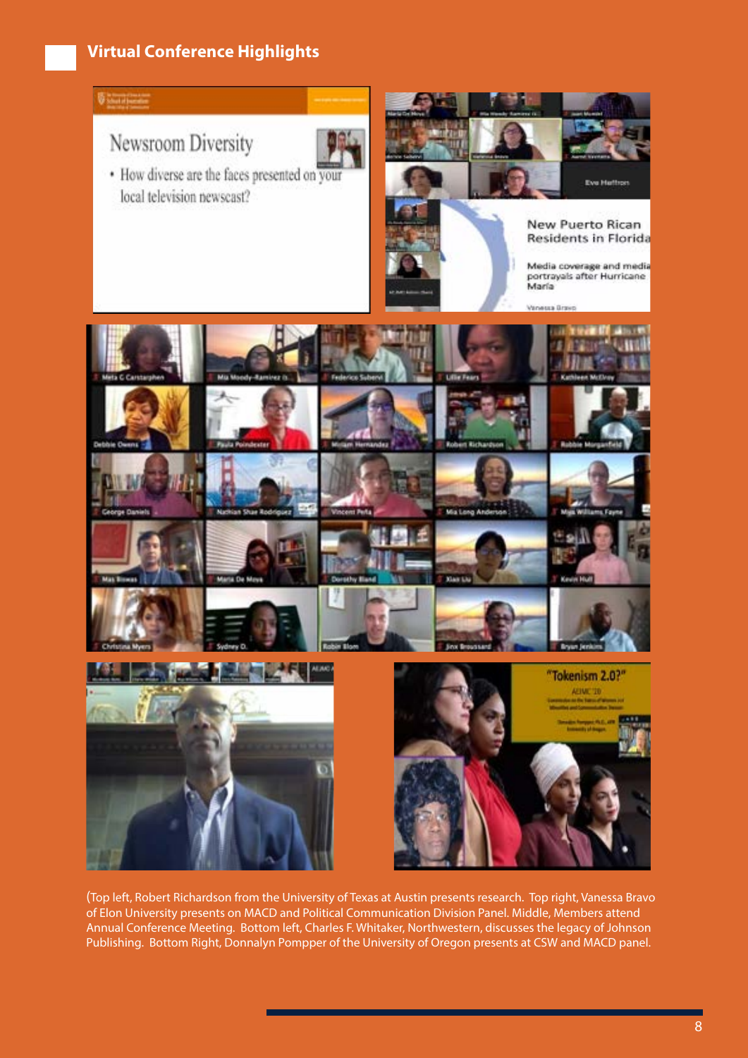## Virtual Conference Highlights

(Top left, Robert Richardson from the University of Texas at Austin presents research. Top right, Vanessa Bravo of Elon University presents on MACD and Political Communication Division Panel. Middle, Members attend Annual Conference Meeting. Bottom left, Charles F. Whitaker, Northwestern, discusses the legacy of Johnson Publishing. Bottom Right, Donnalyn Pompper of the University of Oregon presents at CSW and MACD panel.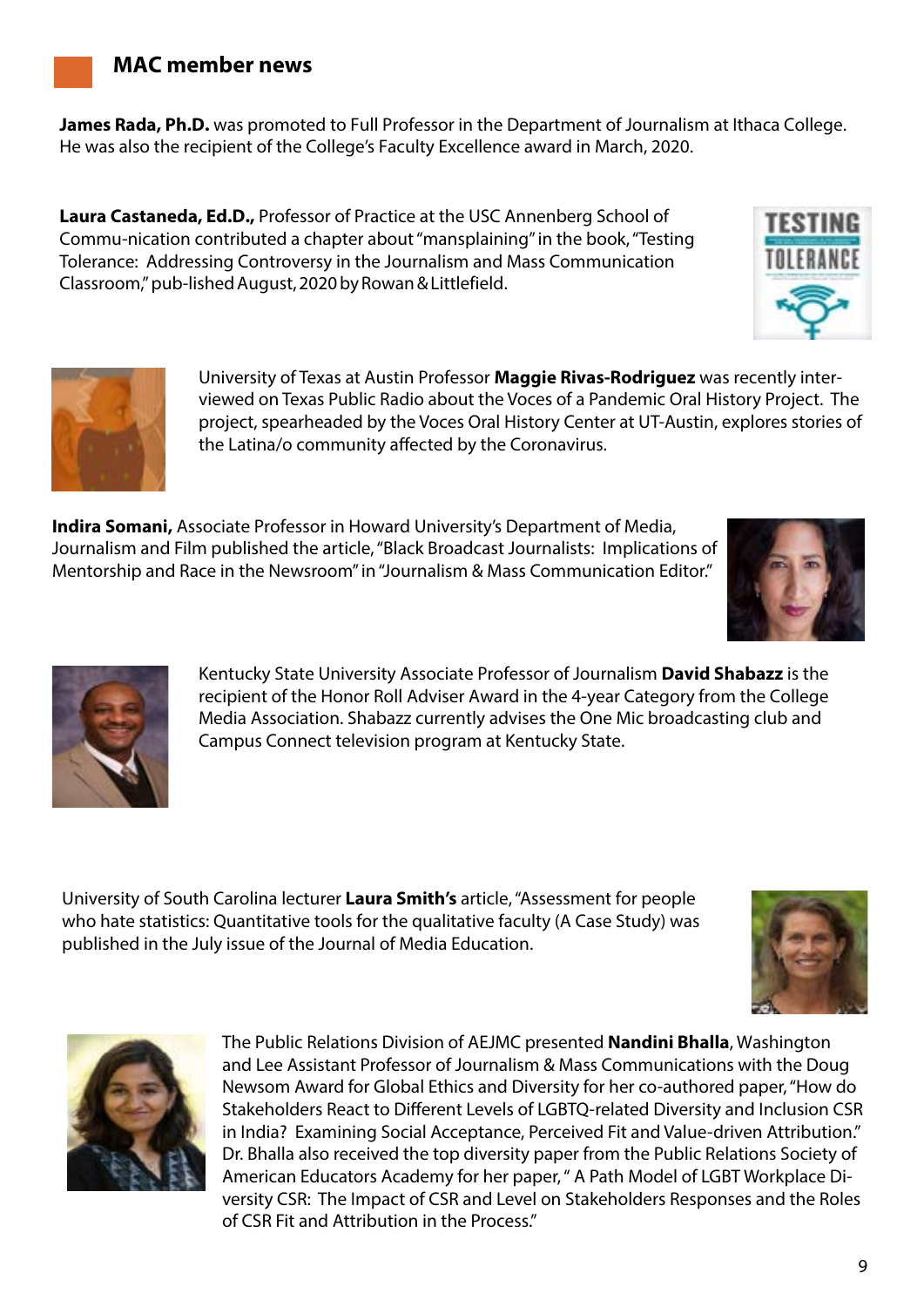## MAC member news

**James Rada, Ph.D.** was promoted to Full Professor in the Department of Journalism at Ithaca College. He was also the recipient of the College's Faculty Excellence award in March, 2020.

**Laura Castaneda, Ed.D.,** Professor of Practice at the USC Annenberg School of Commu-nication contributed a chapter about "mansplaining" in the book, "Testing Tolerance: Addressing Controversy in the Journalism and Mass Communication Classroom," pub-lished August, 2020 by Rowan & Littlefield.

University of Texas at Austin Professor **Maggie Rivas-Rodriguez** was recently inter-viewed on Texas Public Radio about the Voces of a Pandemic Oral History Project. The project, spearheaded by the Voces Oral History Center at UT-Austin, explores stories of the Latina/o community affected by the Coronavirus.

**Indira Somani,** Associate Professor in Howard University's Department of Media, Journalism and Film published the article, "Black Broadcast Journalists: Implications of Mentorship and Race in the Newsroom" in "Journalism & Mass Communication Editor."

Kentucky State University Associate Professor of Journalism **David Shabazz** is the recipient of the Honor Roll Adviser Award in the 4-year Category from the College Media Association. Shabazz currently advises the One Mic broadcasting club and Campus Connect television program at Kentucky State.

University of South Carolina lecturer **Laura Smith's** article, "Assessment for people who hate statistics: Quantitative tools for the qualitative faculty (A Case Study) was published in the July issue of the Journal of Media Education.

The Public Relations Division of AEJMC presented **Nandini Bhalla**, Washington and Lee Assistant Professor of Journalism & Mass Communications with the Doug Newsom Award for Global Ethics and Diversity for her co-authored paper, "How do Stakeholders React to Different Levels of LGBTQ-related Diversity and Inclusion CSR in India? Examining Social Acceptance, Perceived Fit and Value-driven Attribution." Dr. Bhalla also received the top diversity paper from the Public Relations Society of American Educators Academy for her paper, " A Path Model of LGBT Workplace Di-versity CSR: The Impact of CSR and Level on Stakeholders Responses and the Roles of CSR Fit and Attribution in the Process."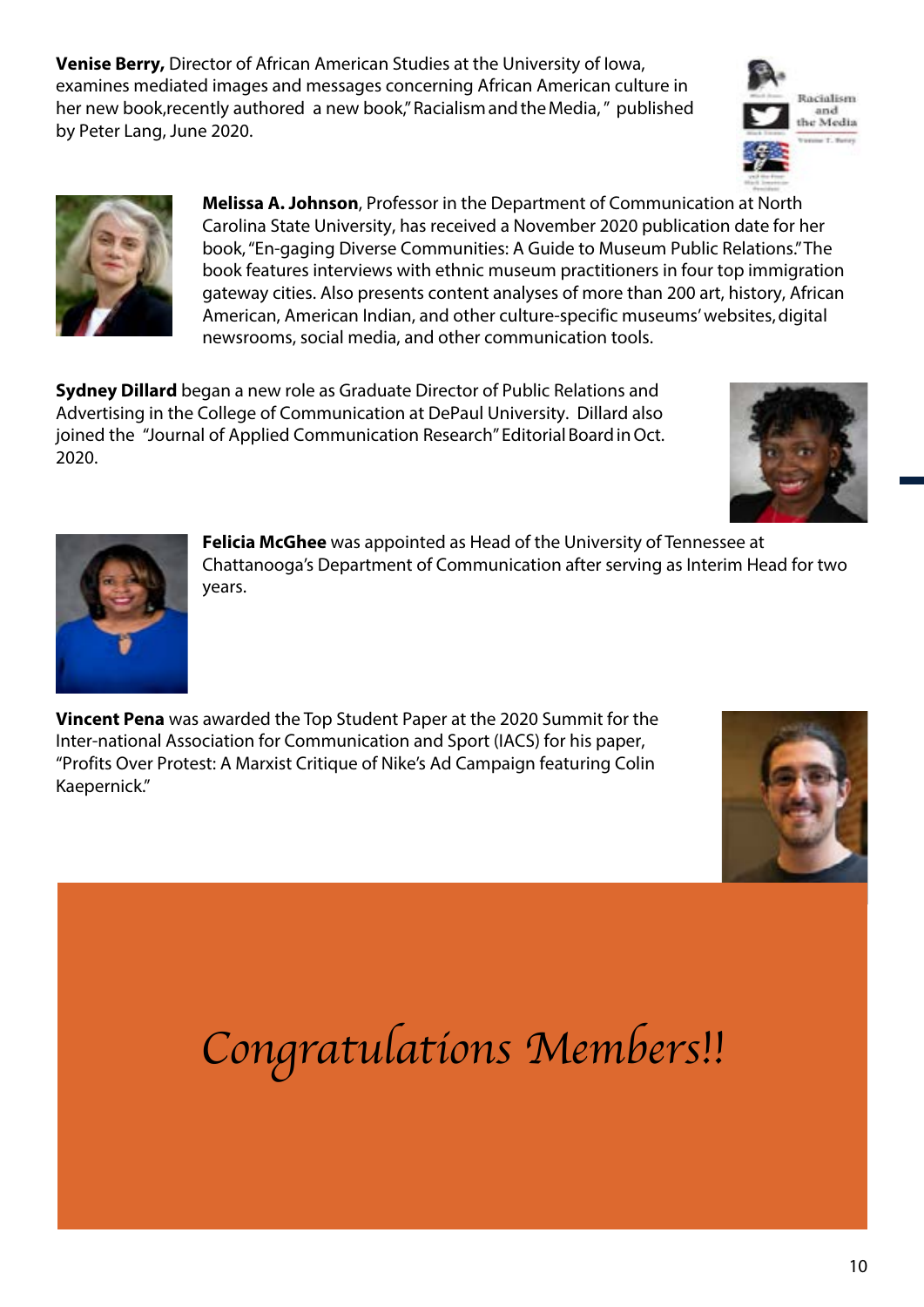**Venise Berry,** Director of African American Studies at the University of Iowa, examines mediated images and messages concerning African American culture in her new book,recently authored a new book," Racialism and the Media, " published by Peter Lang, June 2020.

**Melissa A. Johnson**, Professor in the Department of Communication at North Carolina State University, has received a November 2020 publication date for her book, "En-gaging Diverse Communities: A Guide to Museum Public Relations." The book features interviews with ethnic museum practitioners in four top immigration gateway cities. Also presents content analyses of more than 200 art, history, African American, American Indian, and other culture-specific museums' websites, digital newsrooms, social media, and other communication tools.

**Sydney Dillard** began a new role as Graduate Director of Public Relations and Advertising in the College of Communication at DePaul University. Dillard also joined the "Journal of Applied Communication Research" Editorial Board in Oct. 2020.

**Felicia McGhee** was appointed as Head of the University of Tennessee at Chattanooga's Department of Communication after serving as Interim Head for two years.

**Vincent Pena** was awarded the Top Student Paper at the 2020 Summit for the Inter-national Association for Communication and Sport (IACS) for his paper, "Profits Over Protest: A Marxist Critique of Nike's Ad Campaign featuring Colin Kaepernick."

*Congratulations Members!!*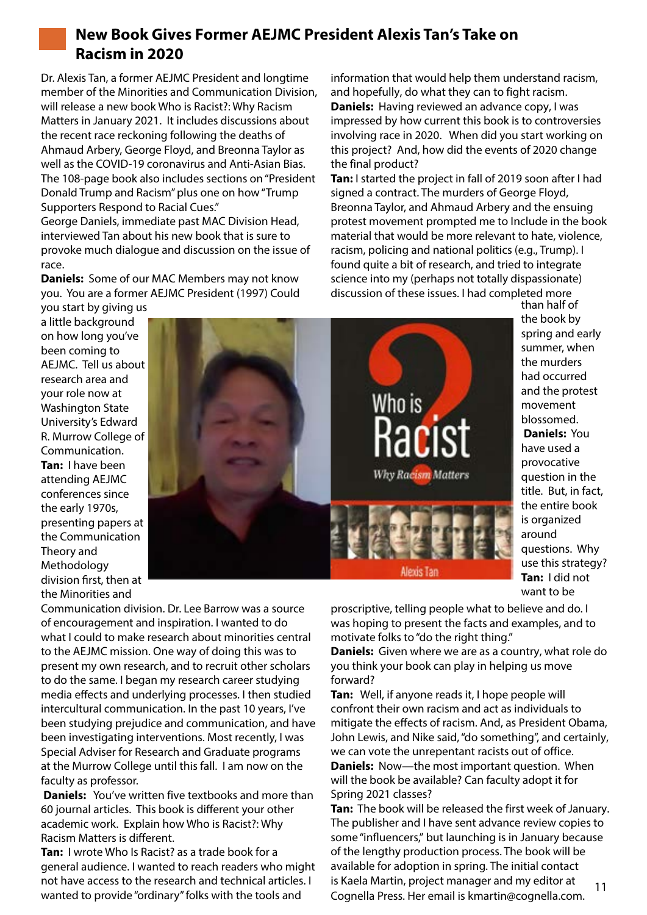## New Book Gives Former AEJMC President Alexis Tan's Take on Racism in 2020

Dr. Alexis Tan, a former AEJMC President and longtime member of the Minorities and Communication Division, will release a new book Who is Racist?: Why Racism Matters in January 2021. It includes discussions about the recent race reckoning following the deaths of Ahmaud Arbery, George Floyd, and Breonna Taylor as well as the COVID-19 coronavirus and Anti-Asian Bias. The 108-page book also includes sections on "President Donald Trump and Racism" plus one on how "Trump Supporters Respond to Racial Cues."

George Daniels, immediate past MAC Division Head, interviewed Tan about his new book that is sure to provoke much dialogue and discussion on the issue of race.

**Daniels:** Some of our MAC Members may not know you. You are a former AEJMC President (1997) Could you start by giving us a little background on how long you've been coming to AEJMC. Tell us about research area and your role now at Washington State University's Edward R. Murrow College of Communication.

**Tan:** I have been attending AEJMC conferences since the early 1970s, presenting papers at the Communication Theory and Methodology division first, then at the Minorities and Communication division. Dr. Lee Barrow was a source of encouragement and inspiration. I wanted to do what I could to make research about minorities central to the AEJMC mission. One way of doing this was to present my own research, and to recruit other scholars to do the same. I began my research career studying media effects and underlying processes. I then studied intercultural communication. In the past 10 years, I've been studying prejudice and communication, and have been investigating interventions. Most recently, I was Special Adviser for Research and Graduate programs at the Murrow College until this fall. I am now on the faculty as professor.

**Daniels:** You've written five textbooks and more than 60 journal articles. This book is different your other academic work. Explain how Who is Racist?: Why Racism Matters is different.

**Tan:** I wrote Who Is Racist? as a trade book for a general audience. I wanted to reach readers who might not have access to the research and technical articles. I wanted to provide "ordinary" folks with the tools and information that would help them understand racism, and hopefully, do what they can to fight racism.

**Daniels:** Having reviewed an advance copy, I was impressed by how current this book is to controversies involving race in 2020. When did you start working on this project? And, how did the events of 2020 change the final product?

**Tan:** I started the project in fall of 2019 soon after I had signed a contract. The murders of George Floyd, Breonna Taylor, and Ahmaud Arbery and the ensuing protest movement prompted me to Include in the book material that would be more relevant to hate, violence, racism, policing and national politics (e.g., Trump). I found quite a bit of research, and tried to integrate science into my (perhaps not totally dispassionate) discussion of these issues. I had completed more than half of the book by spring and early summer, when the murders had occurred and the protest movement blossomed.

**Daniels:** You have used a provocative question in the title. But, in fact, the entire book is organized around questions. Why use this strategy?

**Tan:** I did not want to be proscriptive, telling people what to believe and do. I was hoping to present the facts and examples, and to motivate folks to "do the right thing."

**Daniels:** Given where we are as a country, what role do you think your book can play in helping us move forward?

**Tan:** Well, if anyone reads it, I hope people will confront their own racism and act as individuals to mitigate the effects of racism. And, as President Obama, John Lewis, and Nike said, "do something", and certainly, we can vote the unrepentant racists out of office.

**Daniels:** Now—the most important question. When will the book be available? Can faculty adopt it for Spring 2021 classes?

**Tan:** The book will be released the first week of January. The publisher and I have sent advance review copies to some "influencers," but launching is in January because of the lengthy production process. The book will be available for adoption in spring. The initial contact is Kaela Martin, project manager and my editor at Cognella Press. Her email is kmartin@cognella.com.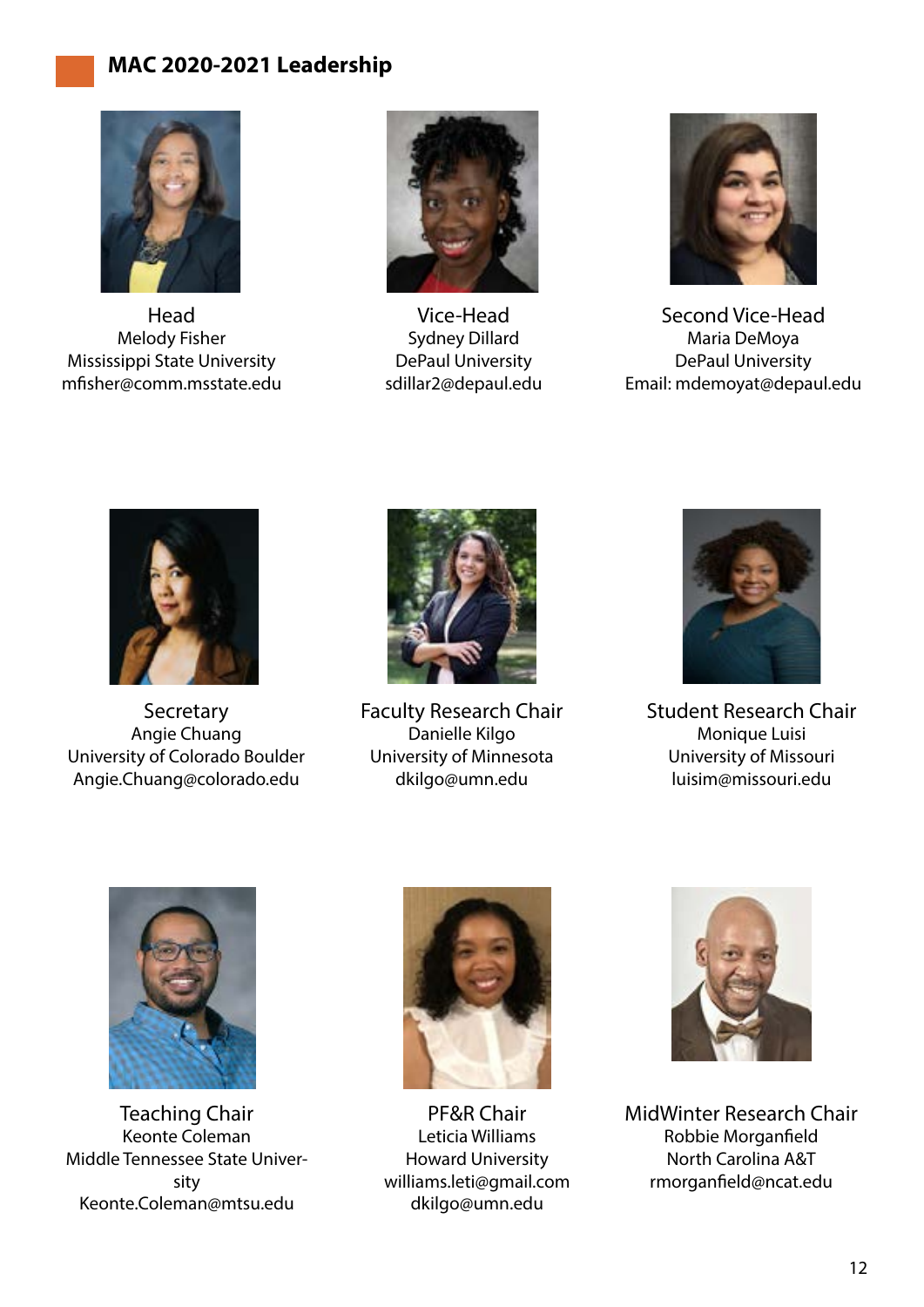## MAC 2020-2021 Leadership

Head
Melody Fisher
Mississippi State University
mfisher@comm.msstate.edu

Vice-Head
Sydney Dillard
DePaul University
sdillar2@depaul.edu

Second Vice-Head
Maria DeMoya
DePaul University
Email: mdemoyat@depaul.edu

Secretary
Angie Chuang
University of Colorado Boulder
Angie.Chuang@colorado.edu

Faculty Research Chair
Danielle Kilgo
University of Minnesota
dkilgo@umn.edu

Student Research Chair
Monique Luisi
University of Missouri
luisim@missouri.edu

Teaching Chair
Keonte Coleman
Middle Tennessee State University
Keonte.Coleman@mtsu.edu

PF&R Chair
Leticia Williams
Howard University
williams.leti@gmail.com
dkilgo@umn.edu

MidWinter Research Chair
Robbie Morganfield
North Carolina A&T
rmorganfield@ncat.edu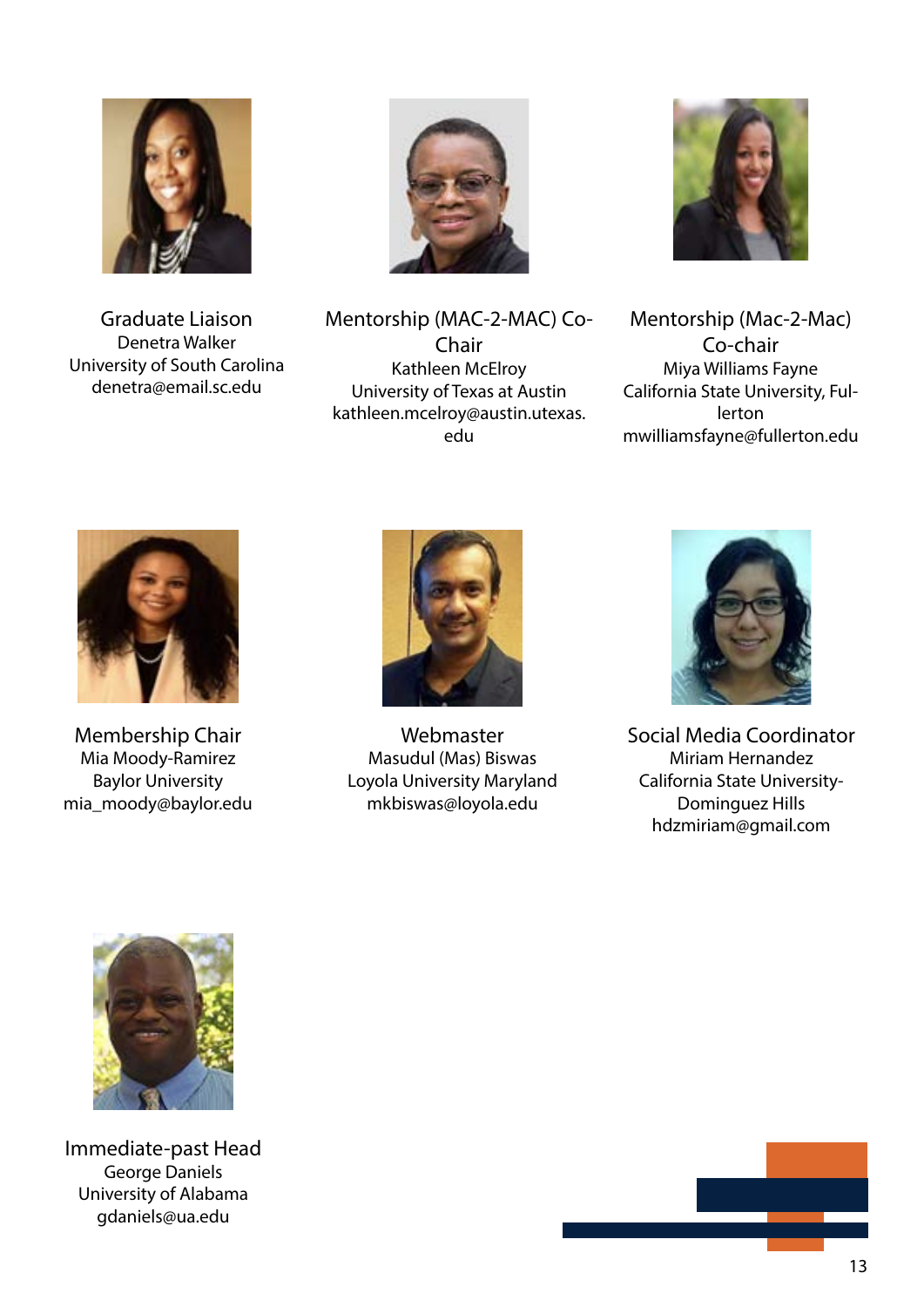**Graduate Liaison**
Denetra Walker
University of South Carolina
denetra@email.sc.edu

**Mentorship (MAC-2-MAC) Co-Chair**
Kathleen McElroy
University of Texas at Austin
kathleen.mcelroy@austin.utexas.edu

**Mentorship (Mac-2-Mac) Co-chair**
Miya Williams Fayne
California State University, Fullerton
mwilliamsfayne@fullerton.edu

**Membership Chair**
Mia Moody-Ramirez
Baylor University
mia_moody@baylor.edu

**Webmaster**
Masudul (Mas) Biswas
Loyola University Maryland
mkbiswas@loyola.edu

**Social Media Coordinator**
Miriam Hernandez
California State University-Dominguez Hills
hdzmiriam@gmail.com

**Immediate-past Head**
George Daniels
University of Alabama
gdaniels@ua.edu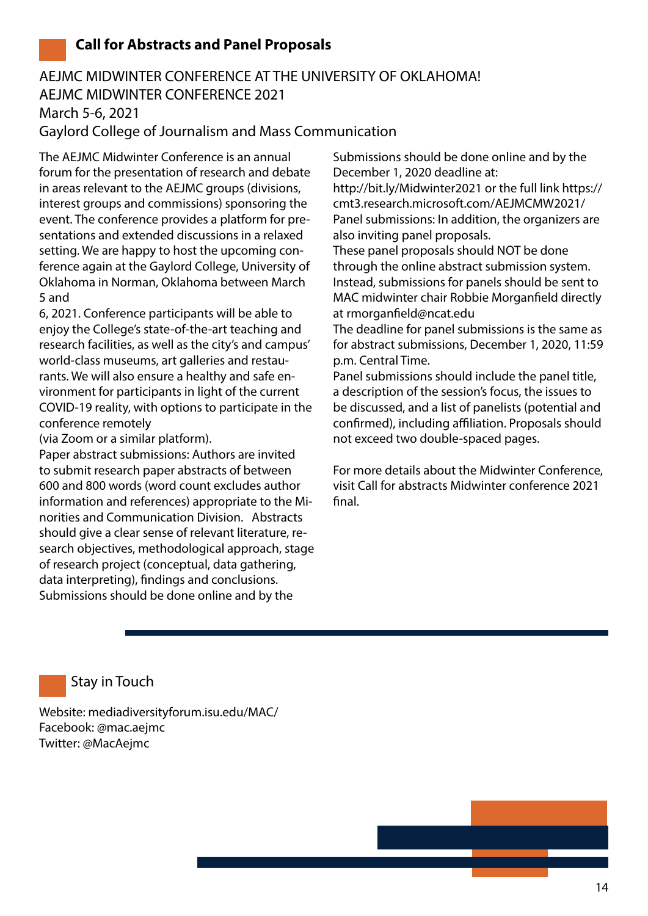## Call for Abstracts and Panel Proposals

AEJMC MIDWINTER CONFERENCE AT THE UNIVERSITY OF OKLAHOMA!
AEJMC MIDWINTER CONFERENCE 2021
March 5-6, 2021
Gaylord College of Journalism and Mass Communication

The AEJMC Midwinter Conference is an annual forum for the presentation of research and debate in areas relevant to the AEJMC groups (divisions, interest groups and commissions) sponsoring the event. The conference provides a platform for presentations and extended discussions in a relaxed setting. We are happy to host the upcoming conference again at the Gaylord College, University of Oklahoma in Norman, Oklahoma between March 5 and 6, 2021. Conference participants will be able to enjoy the College's state-of-the-art teaching and research facilities, as well as the city's and campus' world-class museums, art galleries and restaurants. We will also ensure a healthy and safe environment for participants in light of the current COVID-19 reality, with options to participate in the conference remotely (via Zoom or a similar platform).

Paper abstract submissions: Authors are invited to submit research paper abstracts of between 600 and 800 words (word count excludes author information and references) appropriate to the Minorities and Communication Division. Abstracts should give a clear sense of relevant literature, research objectives, methodological approach, stage of research project (conceptual, data gathering, data interpreting), findings and conclusions. Submissions should be done online and by the Submissions should be done online and by the December 1, 2020 deadline at: http://bit.ly/Midwinter2021 or the full link https://cmt3.research.microsoft.com/AEJMCMW2021/

Panel submissions: In addition, the organizers are also inviting panel proposals.

These panel proposals should NOT be done through the online abstract submission system. Instead, submissions for panels should be sent to MAC midwinter chair Robbie Morganfield directly at rmorganfield@ncat.edu

The deadline for panel submissions is the same as for abstract submissions, December 1, 2020, 11:59 p.m. Central Time.

Panel submissions should include the panel title, a description of the session's focus, the issues to be discussed, and a list of panelists (potential and confirmed), including affiliation. Proposals should not exceed two double-spaced pages.

For more details about the Midwinter Conference, visit Call for abstracts Midwinter conference 2021 final.

## Stay in Touch

Website: mediadiversityforum.isu.edu/MAC/
Facebook: @mac.aejmc
Twitter: @MacAejmc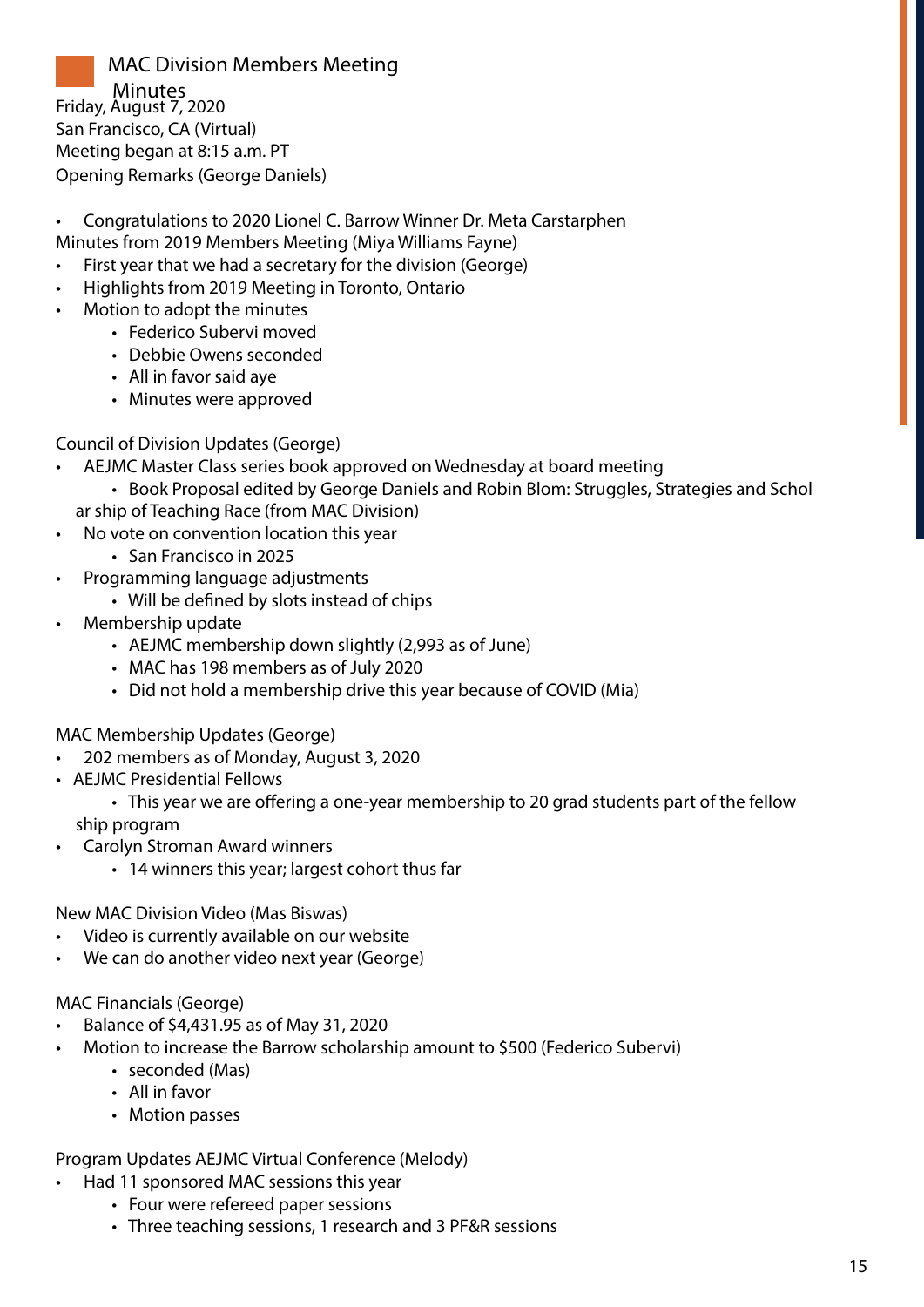## MAC Division Members Meeting Minutes

Friday, August 7, 2020
San Francisco, CA (Virtual)
Meeting began at 8:15 a.m. PT
Opening Remarks (George Daniels)

- Congratulations to 2020 Lionel C. Barrow Winner Dr. Meta Carstarphen

Minutes from 2019 Members Meeting (Miya Williams Fayne)

- First year that we had a secretary for the division (George)
- Highlights from 2019 Meeting in Toronto, Ontario
- Motion to adopt the minutes
  - Federico Subervi moved
  - Debbie Owens seconded
  - All in favor said aye
  - Minutes were approved

Council of Division Updates (George)

- AEJMC Master Class series book approved on Wednesday at board meeting
  - Book Proposal edited by George Daniels and Robin Blom: Struggles, Strategies and Scholarship of Teaching Race (from MAC Division)
- No vote on convention location this year
  - San Francisco in 2025
- Programming language adjustments
  - Will be defined by slots instead of chips
- Membership update
  - AEJMC membership down slightly (2,993 as of June)
  - MAC has 198 members as of July 2020
  - Did not hold a membership drive this year because of COVID (Mia)

MAC Membership Updates (George)

- 202 members as of Monday, August 3, 2020
- AEJMC Presidential Fellows
  - This year we are offering a one-year membership to 20 grad students part of the fellowship program
- Carolyn Stroman Award winners
  - 14 winners this year; largest cohort thus far

New MAC Division Video (Mas Biswas)

- Video is currently available on our website
- We can do another video next year (George)

MAC Financials (George)

- Balance of $4,431.95 as of May 31, 2020
- Motion to increase the Barrow scholarship amount to $500 (Federico Subervi)
  - seconded (Mas)
  - All in favor
  - Motion passes

Program Updates AEJMC Virtual Conference (Melody)

- Had 11 sponsored MAC sessions this year
  - Four were refereed paper sessions
  - Three teaching sessions, 1 research and 3 PF&R sessions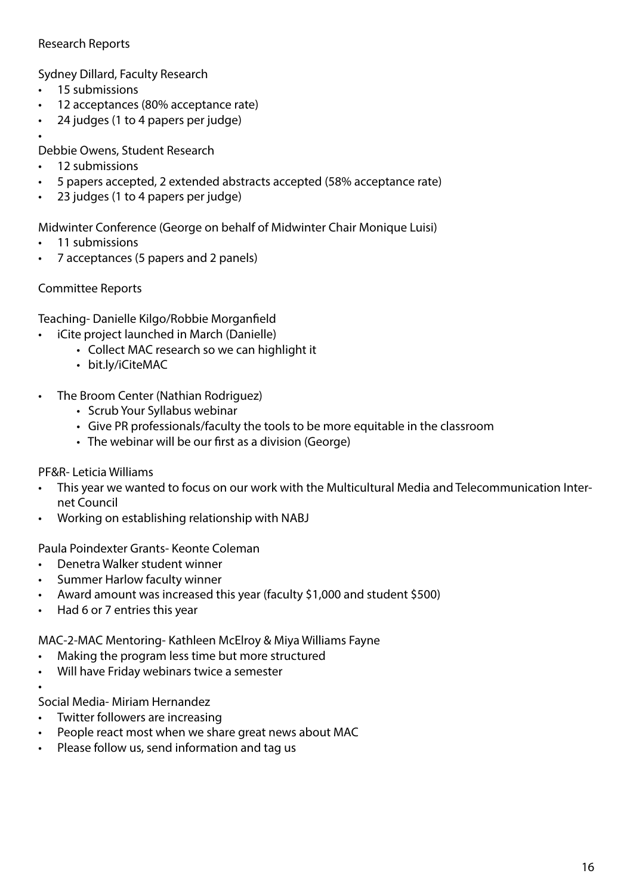Research Reports

Sydney Dillard, Faculty Research

- 15 submissions
- 12 acceptances (80% acceptance rate)
- 24 judges (1 to 4 papers per judge)

Debbie Owens, Student Research

- 12 submissions
- 5 papers accepted, 2 extended abstracts accepted (58% acceptance rate)
- 23 judges (1 to 4 papers per judge)

Midwinter Conference (George on behalf of Midwinter Chair Monique Luisi)

- 11 submissions
- 7 acceptances (5 papers and 2 panels)

Committee Reports

Teaching- Danielle Kilgo/Robbie Morganfield

- iCite project launched in March (Danielle)
    - Collect MAC research so we can highlight it
    - bit.ly/iCiteMAC
- The Broom Center (Nathian Rodriguez)
    - Scrub Your Syllabus webinar
    - Give PR professionals/faculty the tools to be more equitable in the classroom
    - The webinar will be our first as a division (George)

PF&R- Leticia Williams

- This year we wanted to focus on our work with the Multicultural Media and Telecommunication Internet Council
- Working on establishing relationship with NABJ

Paula Poindexter Grants- Keonte Coleman

- Denetra Walker student winner
- Summer Harlow faculty winner
- Award amount was increased this year (faculty $1,000 and student $500)
- Had 6 or 7 entries this year

MAC-2-MAC Mentoring- Kathleen McElroy & Miya Williams Fayne

- Making the program less time but more structured
- Will have Friday webinars twice a semester

Social Media- Miriam Hernandez

- Twitter followers are increasing
- People react most when we share great news about MAC
- Please follow us, send information and tag us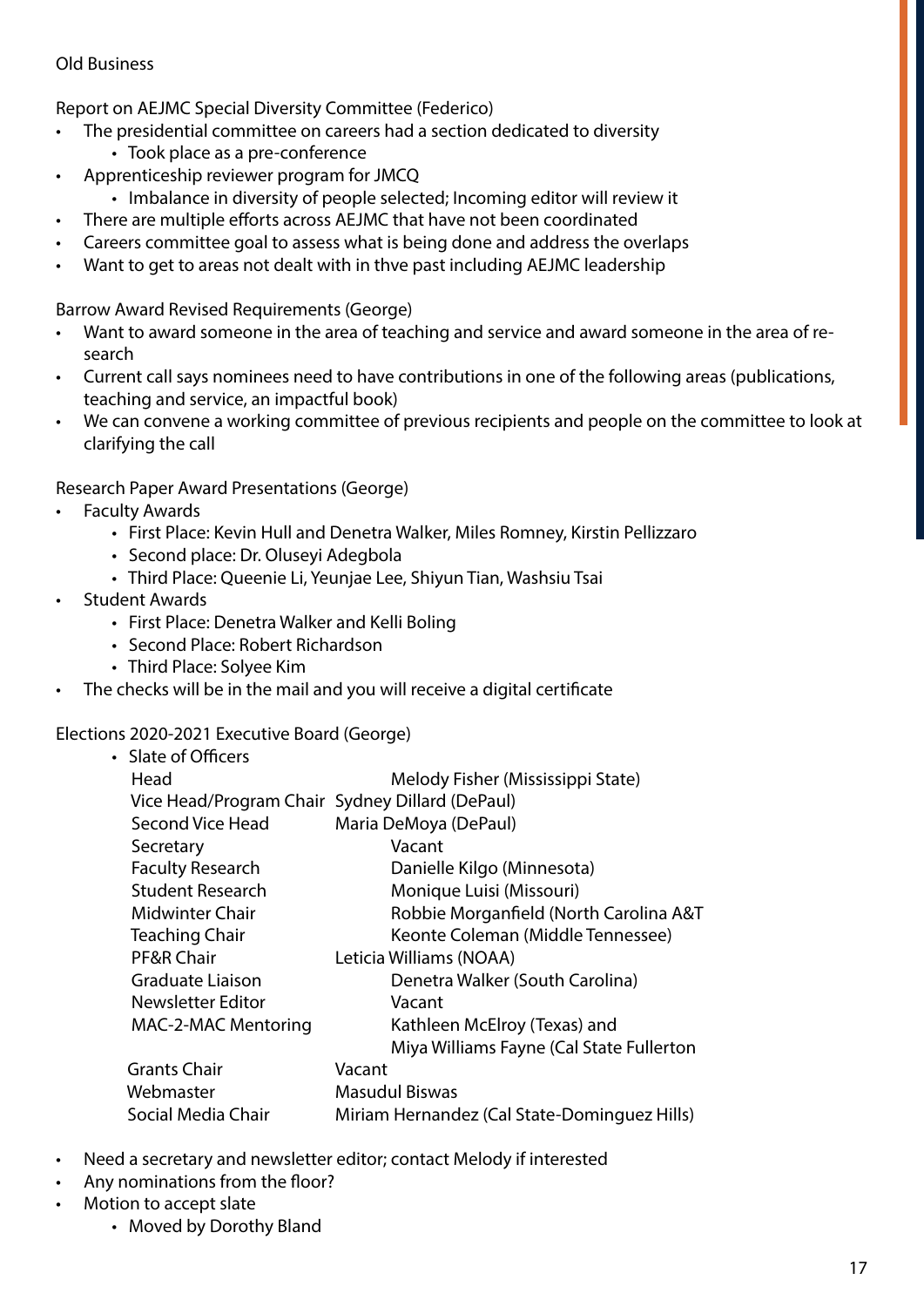Old Business

Report on AEJMC Special Diversity Committee (Federico)

- The presidential committee on careers had a section dedicated to diversity
    - Took place as a pre-conference
- Apprenticeship reviewer program for JMCQ
    - Imbalance in diversity of people selected; Incoming editor will review it
- There are multiple efforts across AEJMC that have not been coordinated
- Careers committee goal to assess what is being done and address the overlaps
- Want to get to areas not dealt with in thve past including AEJMC leadership

Barrow Award Revised Requirements (George)

- Want to award someone in the area of teaching and service and award someone in the area of research
- Current call says nominees need to have contributions in one of the following areas (publications, teaching and service, an impactful book)
- We can convene a working committee of previous recipients and people on the committee to look at clarifying the call

Research Paper Award Presentations (George)

- Faculty Awards
    - First Place: Kevin Hull and Denetra Walker, Miles Romney, Kirstin Pellizzaro
    - Second place: Dr. Oluseyi Adegbola
    - Third Place: Queenie Li, Yeunjae Lee, Shiyun Tian, Washsiu Tsai
- Student Awards
    - First Place: Denetra Walker and Kelli Boling
    - Second Place: Robert Richardson
    - Third Place: Solyee Kim
- The checks will be in the mail and you will receive a digital certificate

Elections 2020-2021 Executive Board (George)

- Slate of Officers

| | |
|---|---|
| Head | Melody Fisher (Mississippi State) |
| Vice Head/Program Chair | Sydney Dillard (DePaul) |
| Second Vice Head | Maria DeMoya (DePaul) |
| Secretary | Vacant |
| Faculty Research | Danielle Kilgo (Minnesota) |
| Student Research | Monique Luisi (Missouri) |
| Midwinter Chair | Robbie Morganfield (North Carolina A&T |
| Teaching Chair | Keonte Coleman (Middle Tennessee) |
| PF&R Chair | Leticia Williams (NOAA) |
| Graduate Liaison | Denetra Walker (South Carolina) |
| Newsletter Editor | Vacant |
| MAC-2-MAC Mentoring | Kathleen McElroy (Texas) and Miya Williams Fayne (Cal State Fullerton |
| Grants Chair | Vacant |
| Webmaster | Masudul Biswas |
| Social Media Chair | Miriam Hernandez (Cal State-Dominguez Hills) |

- Need a secretary and newsletter editor; contact Melody if interested
- Any nominations from the floor?
- Motion to accept slate
    - Moved by Dorothy Bland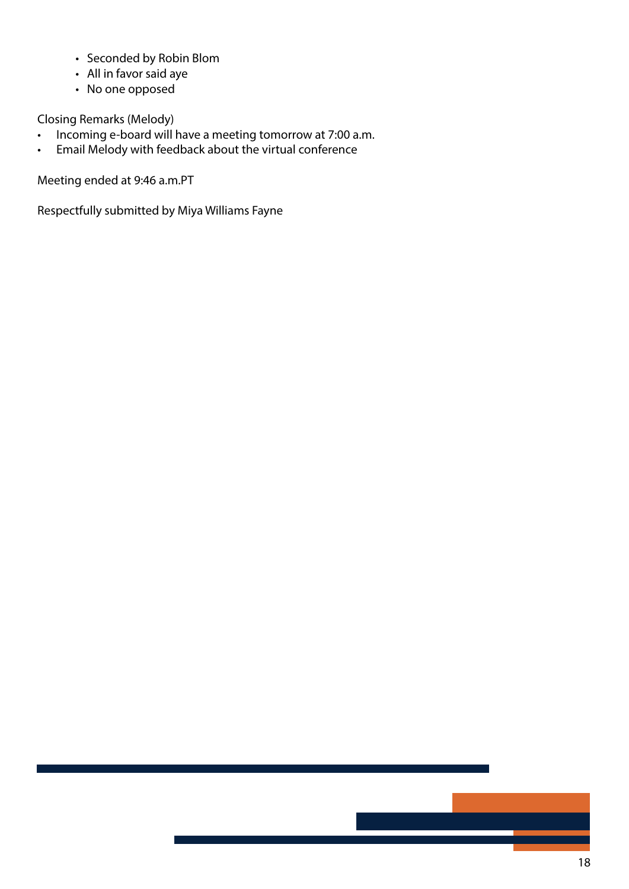- Seconded by Robin Blom
- All in favor said aye
- No one opposed

Closing Remarks (Melody)

- Incoming e-board will have a meeting tomorrow at 7:00 a.m.
- Email Melody with feedback about the virtual conference

Meeting ended at 9:46 a.m.PT

Respectfully submitted by Miya Williams Fayne